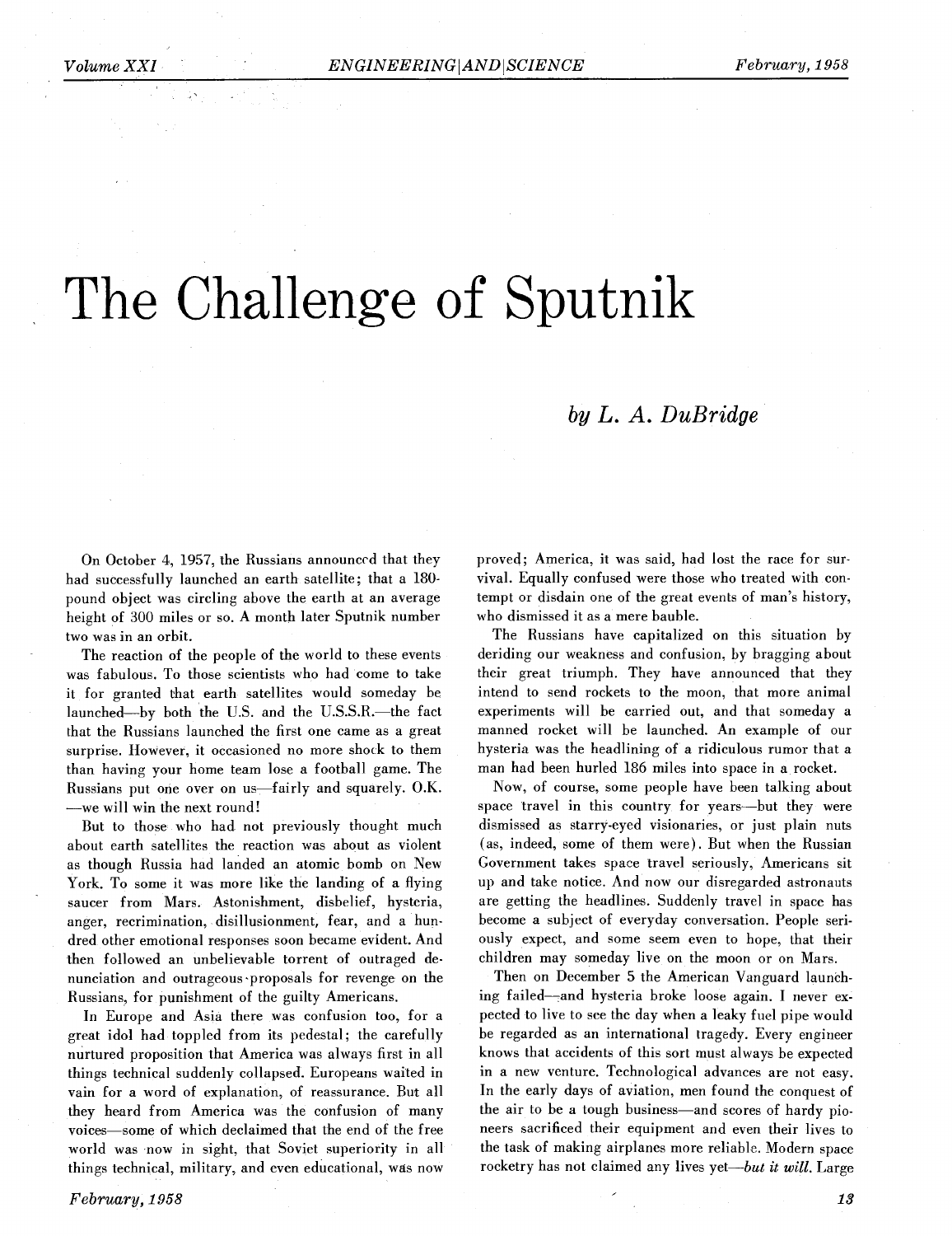# The Challenge of Sputnik

*by L. A. DuBridge*

On October 4, 1957, the Russians announced that they had successfully launched an earth satellite; that a 180-pound object was circling above the earth at an average height of 300 miles or so. A month later Sputnik number two was in an orbit.

The reaction of the people of the world to these events was fabulous. To those scientists who had come to take it for granted that earth satellites would someday be launched—by both the U.S. and the U.S.S.R.—the fact that the Russians launched the first one came as a great surprise. However, it occasioned no more shock to them than having your home team lose a football game. The Russians put one over on us—fairly and squarely. O.K.—we will win the next round!

But to those who had not previously thought much about earth satellites the reaction was about as violent as though Russia had landed an atomic bomb on New York. To some it was more like the landing of a flying saucer from Mars. Astonishment, disbelief, hysteria, anger, recrimination, disillusionment, fear, and a hundred other emotional responses soon became evident. And then followed an unbelievable torrent of outraged denunciation and outrageous proposals for revenge on the Russians, for punishment of the guilty Americans.

In Europe and Asia there was confusion too, for a great idol had toppled from its pedestal; the carefully nurtured proposition that America was always first in all things technical suddenly collapsed. Europeans waited in vain for a word of explanation, of reassurance. But all they heard from America was the confusion of many voices—some of which declaimed that the end of the free world was now in sight, that Soviet superiority in all things technical, military, and even educational, was now proved; America, it was said, had lost the race for survival. Equally confused were those who treated with contempt or disdain one of the great events of man's history, who dismissed it as a mere bauble.

The Russians have capitalized on this situation by deriding our weakness and confusion, by bragging about their great triumph. They have announced that they intend to send rockets to the moon, that more animal experiments will be carried out, and that someday a manned rocket will be launched. An example of our hysteria was the headlining of a ridiculous rumor that a man had been hurled 186 miles into space in a rocket.

Now, of course, some people have been talking about space travel in this country for years—but they were dismissed as starry-eyed visionaries, or just plain nuts (as, indeed, some of them were). But when the Russian Government takes space travel seriously, Americans sit up and take notice. And now our disregarded astronauts are getting the headlines. Suddenly travel in space has become a subject of everyday conversation. People seriously expect, and some seem even to hope, that their children may someday live on the moon or on Mars.

Then on December 5 the American Vanguard launching failed—and hysteria broke loose again. I never expected to live to see the day when a leaky fuel pipe would be regarded as an international tragedy. Every engineer knows that accidents of this sort must always be expected in a new venture. Technological advances are not easy. In the early days of aviation, men found the conquest of the air to be a tough business—and scores of hardy pioneers sacrificed their equipment and even their lives to the task of making airplanes more reliable. Modern space rocketry has not claimed any lives yet—*but it will.* Large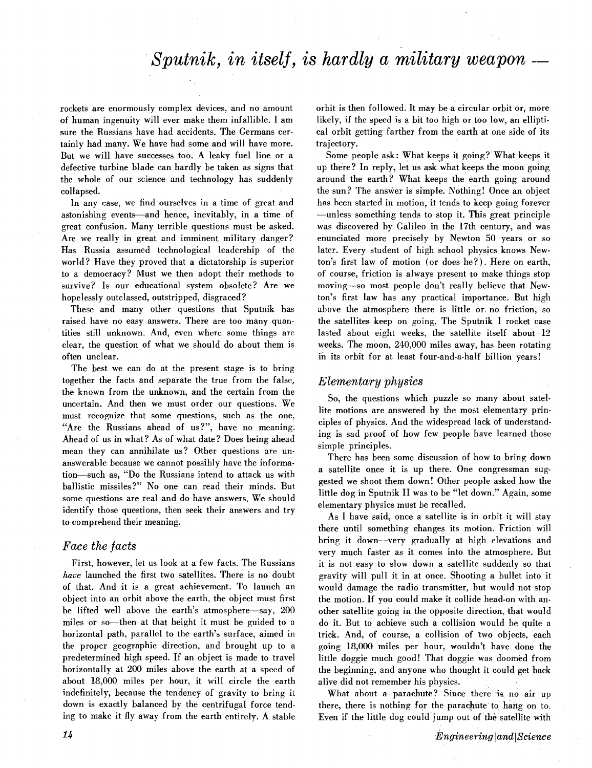# *Sputnik, in itself, is hardly a military weapon —*

rockets are enormously complex devices, and no amount of human ingenuity will ever make them infallible. I am sure the Russians have had accidents. The Germans certainly had many. We have had some and will have more. But we will have successes too. A leaky fuel line or a defective turbine blade can hardly be taken as signs that the whole of our science and technology has suddenly collapsed.

In any case, we find ourselves in a time of great and astonishing events—and hence, inevitably, in a time of great confusion. Many terrible questions must be asked. Are we really in great and imminent military danger? Has Russia assumed technological leadership of the world? Have they proved that a dictatorship is superior to a democracy? Must we then adopt their methods to survive? Is our educational system obsolete? Are we hopelessly outclassed, outstripped, disgraced?

These and many other questions that Sputnik has raised have no easy answers. There are too many quantities still unknown. And, even where some things are clear, the question of what we should do about them is often unclear.

The best we can do at the present stage is to bring together the facts and separate the true from the false, the known from the unknown, and the certain from the uncertain. And then we must order our questions. We must recognize that some questions, such as the one, "Are the Russians ahead of us?", have no meaning. Ahead of us in what? As of what date? Does being ahead mean they can annihilate us? Other questions are unanswerable because we cannot possibly have the information—such as, "Do the Russians intend to attack us with ballistic missiles?" No one can read their minds. But some questions are real and do have answers. We should identify those questions, then seek their answers and try to comprehend their meaning.

## *Face the facts*

First, however, let us look at a few facts. The Russians *have* launched the first two satellites. There is no doubt of that. And it is a great achievement. To launch an object into an orbit above the earth, the object must first be lifted well above the earth's atmosphere—say, 200 miles or so—then at that height it must be guided to a horizontal path, parallel to the earth's surface, aimed in the proper geographic direction, and brought up to a predetermined high speed. If an object is made to travel horizontally at 200 miles above the earth at a speed of about 18,000 miles per hour, it will circle the earth indefinitely, because the tendency of gravity to bring it down is exactly balanced by the centrifugal force tending to make it fly away from the earth entirely. A stable orbit is then followed. It may be a circular orbit or, more likely, if the speed is a bit too high or too low, an elliptical orbit getting farther from the earth at one side of its trajectory.

Some people ask: What keeps it going? What keeps it up there? In reply, let us ask what keeps the moon going around the earth? What keeps the earth going around the sun? The answer is simple. Nothing! Once an object has been started in motion, it tends to keep going forever—unless something tends to stop it. This great principle was discovered by Galileo in the 17th century, and was enunciated more precisely by Newton 50 years or so later. Every student of high school physics knows Newton's first law of motion (or does he?). Here on earth, of course, friction is always present to make things stop moving—so most people don't really believe that Newton's first law has any practical importance. But high above the atmosphere there is little or no friction, so the satellites keep on going. The Sputnik I rocket case lasted about eight weeks, the satellite itself about 12 weeks. The moon, 240,000 miles away, has been rotating in its orbit for at least four-and-a-half billion years!

## *Elementary physics*

So, the questions which puzzle so many about satellite motions are answered by the most elementary principles of physics. And the widespread lack of understanding is sad proof of how few people have learned those simple principles.

There has been some discussion of how to bring down a satellite once it is up there. One congressman suggested we shoot them down! Other people asked how the little dog in Sputnik II was to be "let down." Again, some elementary physics must be recalled.

As I have said, once a satellite is in orbit it will stay there until something changes its motion. Friction will bring it down—very gradually at high elevations and very much faster as it comes into the atmosphere. But it is not easy to slow down a satellite suddenly so that gravity will pull it in at once. Shooting a bullet into it would damage the radio transmitter, but would not stop the motion. If you could make it collide head-on with another satellite going in the opposite direction, that would do it. But to achieve such a collision would be quite a trick. And, of course, a collision of two objects, each going 18,000 miles per hour, wouldn't have done the little doggie much good! That doggie was doomed from the beginning, and anyone who thought it could get back alive did not remember his physics.

What about a parachute? Since there is no air up there, there is nothing for the parachute to hang on to. Even if the little dog could jump out of the satellite with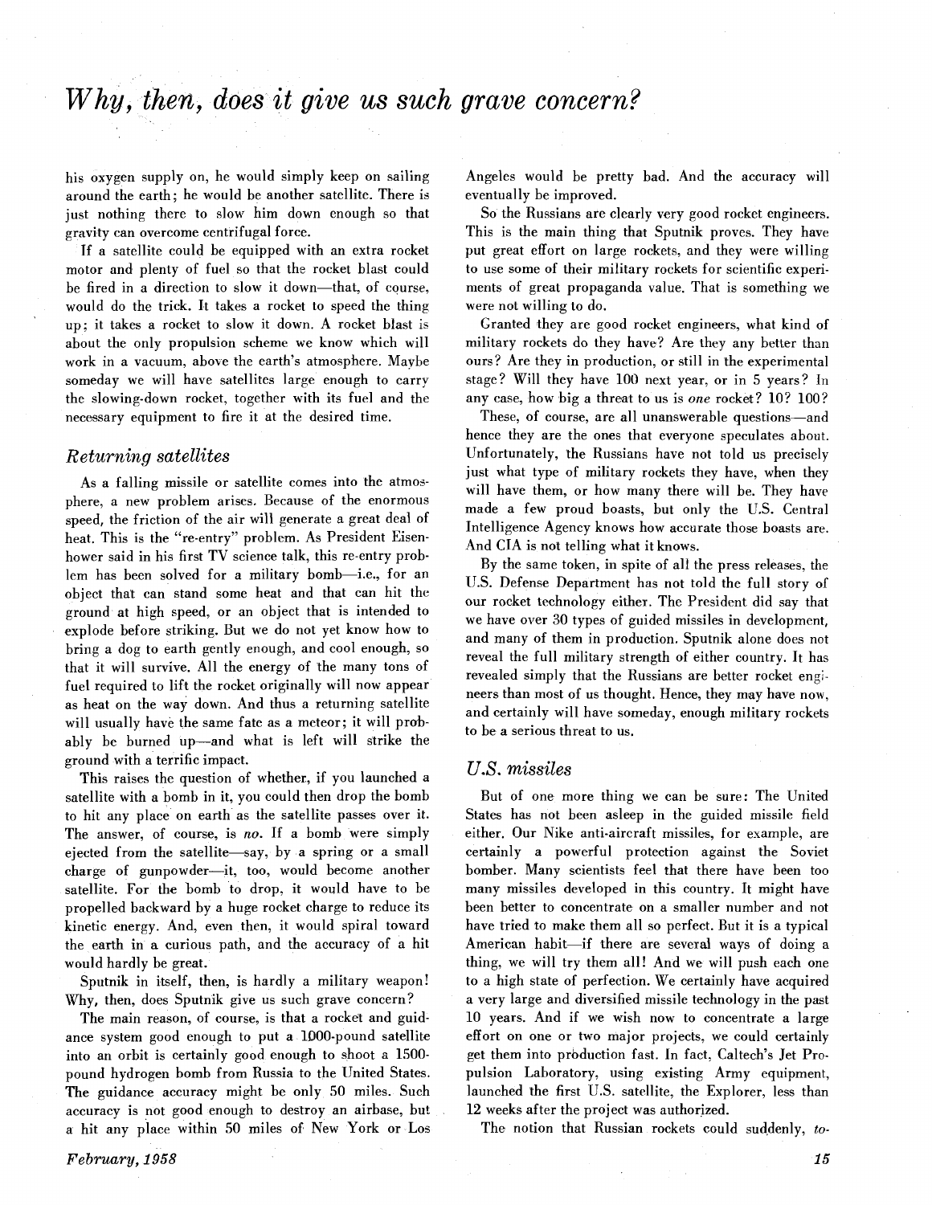# *Why, then, does it give us such grave concern?*

his oxygen supply on, he would simply keep on sailing around the earth; he would be another satellite. There is just nothing there to slow him down enough so that gravity can overcome centrifugal force.

If a satellite could be equipped with an extra rocket motor and plenty of fuel so that the rocket blast could be fired in a direction to slow it down—that, of course, would do the trick. It takes a rocket to speed the thing up; it takes a rocket to slow it down. A rocket blast is about the only propulsion scheme we know which will work in a vacuum, above the earth's atmosphere. Maybe someday we will have satellites large enough to carry the slowing-down rocket, together with its fuel and the necessary equipment to fire it at the desired time.

## *Returning satellites*

As a falling missile or satellite comes into the atmosphere, a new problem arises. Because of the enormous speed, the friction of the air will generate a great deal of heat. This is the "re-entry" problem. As President Eisenhower said in his first TV science talk, this re-entry problem has been solved for a military bomb—i.e., for an object that can stand some heat and that can hit the ground at high speed, or an object that is intended to explode before striking. But we do not yet know how to bring a dog to earth gently enough, and cool enough, so that it will survive. All the energy of the many tons of fuel required to lift the rocket originally will now appear as heat on the way down. And thus a returning satellite will usually have the same fate as a meteor; it will probably be burned up—and what is left will strike the ground with a terrific impact.

This raises the question of whether, if you launched a satellite with a bomb in it, you could then drop the bomb to hit any place on earth as the satellite passes over it. The answer, of course, is *no*. If a bomb were simply ejected from the satellite—say, by a spring or a small charge of gunpowder—it, too, would become another satellite. For the bomb to drop, it would have to be propelled backward by a huge rocket charge to reduce its kinetic energy. And, even then, it would spiral toward the earth in a curious path, and the accuracy of a hit would hardly be great.

Sputnik in itself, then, is hardly a military weapon! Why, then, does Sputnik give us such grave concern?

The main reason, of course, is that a rocket and guidance system good enough to put a 1000-pound satellite into an orbit is certainly good enough to shoot a 1500-pound hydrogen bomb from Russia to the United States. The guidance accuracy might be only 50 miles. Such accuracy is not good enough to destroy an airbase, but a hit any place within 50 miles of New York or Los Angeles would be pretty bad. And the accuracy will eventually be improved.

So the Russians are clearly very good rocket engineers. This is the main thing that Sputnik proves. They have put great effort on large rockets, and they were willing to use some of their military rockets for scientific experiments of great propaganda value. That is something we were not willing to do.

Granted they are good rocket engineers, what kind of military rockets do they have? Are they any better than ours? Are they in production, or still in the experimental stage? Will they have 100 next year, or in 5 years? In any case, how big a threat to us is *one* rocket? 10? 100?

These, of course, are all unanswerable questions—and hence they are the ones that everyone speculates about. Unfortunately, the Russians have not told us precisely just what type of military rockets they have, when they will have them, or how many there will be. They have made a few proud boasts, but only the U.S. Central Intelligence Agency knows how accurate those boasts are. And CIA is not telling what it knows.

By the same token, in spite of all the press releases, the U.S. Defense Department has not told the full story of our rocket technology either. The President did say that we have over 30 types of guided missiles in development, and many of them in production. Sputnik alone does not reveal the full military strength of either country. It has revealed simply that the Russians are better rocket engineers than most of us thought. Hence, they may have now, and certainly will have someday, enough military rockets to be a serious threat to us.

## *U.S. missiles*

But of one more thing we can be sure: The United States has not been asleep in the guided missile field either. Our Nike anti-aircraft missiles, for example, are certainly a powerful protection against the Soviet bomber. Many scientists feel that there have been too many missiles developed in this country. It might have been better to concentrate on a smaller number and not have tried to make them all so perfect. But it is a typical American habit—if there are several ways of doing a thing, we will try them all! And we will push each one to a high state of perfection. We certainly have acquired a very large and diversified missile technology in the past 10 years. And if we wish now to concentrate a large effort on one or two major projects, we could certainly get them into production fast. In fact, Caltech's Jet Propulsion Laboratory, using existing Army equipment, launched the first U.S. satellite, the Explorer, less than 12 weeks after the project was authorized.

The notion that Russian rockets could suddenly, *to-*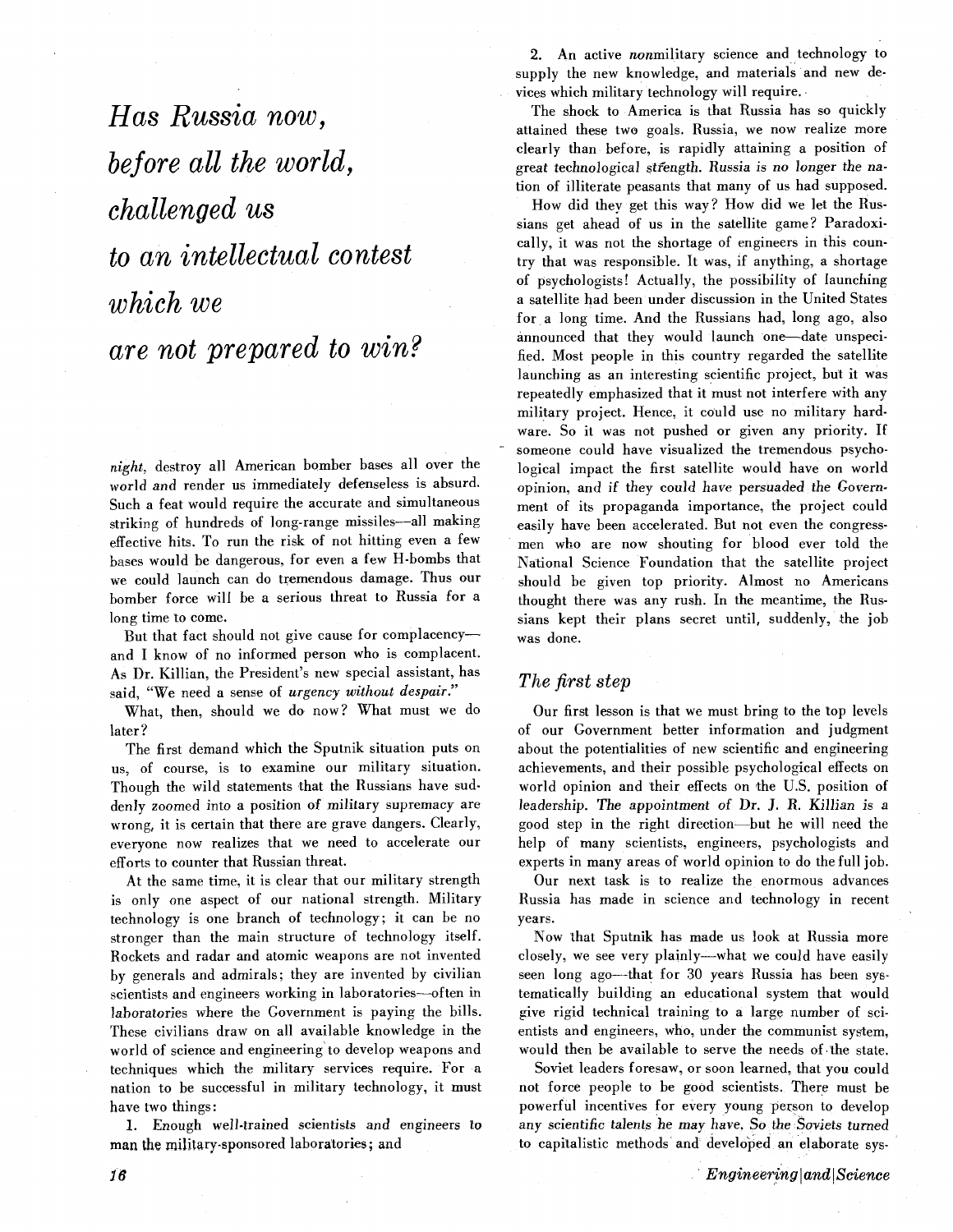*Has Russia now, before all the world, challenged us to an intellectual contest which we are not prepared to win?*

*night*, destroy all American bomber bases all over the world and render us immediately defenseless is absurd. Such a feat would require the accurate and simultaneous striking of hundreds of long-range missiles—all making effective hits. To run the risk of not hitting even a few bases would be dangerous, for even a few H-bombs that we could launch can do tremendous damage. Thus our bomber force will be a serious threat to Russia for a long time to come.

But that fact should not give cause for complacency—and I know of no informed person who is complacent. As Dr. Killian, the President's new special assistant, has said, "We need a sense of *urgency without despair*."

What, then, should we do now? What must we do later?

The first demand which the Sputnik situation puts on us, of course, is to examine our military situation. Though the wild statements that the Russians have suddenly zoomed into a position of military supremacy are wrong, it is certain that there are grave dangers. Clearly, everyone now realizes that we need to accelerate our efforts to counter that Russian threat.

At the same time, it is clear that our military strength is only one aspect of our national strength. Military technology is one branch of technology; it can be no stronger than the main structure of technology itself. Rockets and radar and atomic weapons are not invented by generals and admirals; they are invented by civilian scientists and engineers working in laboratories—often in laboratories where the Government is paying the bills. These civilians draw on all available knowledge in the world of science and engineering to develop weapons and techniques which the military services require. For a nation to be successful in military technology, it must have two things:

1. Enough well-trained scientists and engineers to man the military-sponsored laboratories; and
2. An active *non*military science and technology to supply the new knowledge, and materials and new devices which military technology will require.

The shock to America is that Russia has so quickly attained these two goals. Russia, we now realize more clearly than before, is rapidly attaining a position of great technological strength. *Russia is no longer the nation of illiterate peasants that many of us had supposed.*

How did they get this way? How did we let the Russians get ahead of us in the satellite game? Paradoxically, it was not the shortage of engineers in this country that was responsible. It was, if anything, a shortage of psychologists! Actually, the possibility of launching a satellite had been under discussion in the United States for a long time. And the Russians had, long ago, also announced that they would launch one—date unspecified. Most people in this country regarded the satellite launching as an interesting scientific project, but it was repeatedly emphasized that it must not interfere with any military project. Hence, it could use no military hardware. So it was not pushed or given any priority. If someone could have visualized the tremendous psychological impact the first satellite would have on world opinion, *and if they could have persuaded the Government of its propaganda importance*, the project could easily have been accelerated. But not even the congressmen who are now shouting for blood ever told the National Science Foundation that the satellite project should be given top priority. Almost no Americans thought there was any rush. In the meantime, the Russians kept their plans secret until, suddenly, the job was done.

## The first step

Our first lesson is that we must bring to the top levels of our Government better information and judgment about the potentialities of new scientific and engineering achievements, and their possible psychological effects on world opinion and their effects on the U.S. position of leadership. *The appointment of Dr. J. R. Killian is a* good step in the right direction—but he will need the help of many scientists, engineers, psychologists and experts in many areas of world opinion to do the full job.

Our next task is to realize the enormous advances Russia has made in science and technology in recent years.

Now that Sputnik has made us look at Russia more closely, we see very plainly—what we could have easily seen long ago—that for 30 years Russia has been systematically building an educational system that would give rigid technical training to a large number of scientists and engineers, who, under the communist system, would then be available to serve the needs of the state.

Soviet leaders foresaw, or soon learned, that you could not force people to be good scientists. There must be powerful incentives for every young person to develop any scientific talents he may have. *So the Soviets turned* to capitalistic methods and developed an elaborate sys-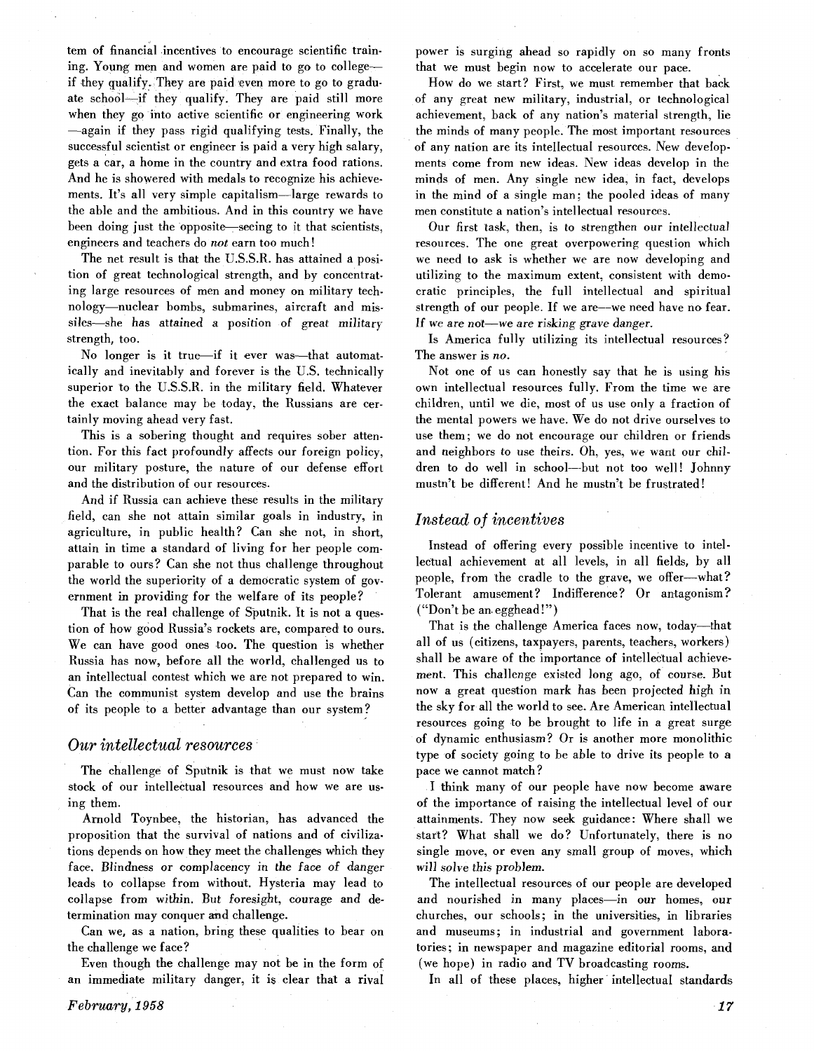tem of financial incentives to encourage scientific training. Young men and women are paid to go to college—if they qualify. They are paid even more to go to graduate school—if they qualify. They are paid still more when they go into active scientific or engineering work—again if they pass rigid qualifying tests. Finally, the successful scientist or engineer is paid a very high salary, gets a car, a home in the country and extra food rations. And he is showered with medals to recognize his achievements. It's all very simple capitalism—large rewards to the able and the ambitious. And in this country we have been doing just the opposite—seeing to it that scientists, engineers and teachers do *not* earn too much!

The net result is that the U.S.S.R. has attained a position of great technological strength, and by concentrating large resources of men and money on military technology—nuclear bombs, submarines, aircraft and missiles—she has attained a position of great military strength, too.

No longer is it true—if it ever was—that automatically and inevitably and forever is the U.S. technically superior to the U.S.S.R. in the military field. Whatever the exact balance may be today, the Russians are certainly moving ahead very fast.

This is a sobering thought and requires sober attention. For this fact profoundly affects our foreign policy, our military posture, the nature of our defense effort and the distribution of our resources.

And if Russia can achieve these results in the military field, can she not attain similar goals in industry, in agriculture, in public health? Can she not, in short, attain in time a standard of living for her people comparable to ours? Can she not thus challenge throughout the world the superiority of a democratic system of government in providing for the welfare of its people?

That is the real challenge of Sputnik. It is not a question of how good Russia's rockets are, compared to ours. We can have good ones too. The question is whether Russia has now, before all the world, challenged us to an intellectual contest which we are not prepared to win. Can the communist system develop and use the brains of its people to a better advantage than our system?

## *Our intellectual resources*

The challenge of Sputnik is that we must now take stock of our intellectual resources and how we are using them.

Arnold Toynbee, the historian, has advanced the proposition that the survival of nations and of civilizations depends on how they meet the challenges which they face. Blindness or complacency in the face of danger leads to collapse from without. Hysteria may lead to collapse from within. But foresight, courage and determination may conquer and challenge.

Can we, as a nation, bring these qualities to bear on the challenge we face?

Even though the challenge may not be in the form of an immediate military danger, it is clear that a rival power is surging ahead so rapidly on so many fronts that we must begin now to accelerate our pace.

How do we start? First, we must remember that back of any great new military, industrial, or technological achievement, back of any nation's material strength, lie the minds of many people. The most important resources of any nation are its intellectual resources. New developments come from new ideas. New ideas develop in the minds of men. Any single new idea, in fact, develops in the mind of a single man; the pooled ideas of many men constitute a nation's intellectual resources.

Our first task, then, is to strengthen our intellectual resources. The one great overpowering question which we need to ask is whether we are now developing and utilizing to the maximum extent, consistent with democratic principles, the full intellectual and spiritual strength of our people. If we are—we need have no fear. *If we are not—we are risking grave danger.*

Is America fully utilizing its intellectual resources? The answer is *no.*

Not one of us can honestly say that he is using his own intellectual resources fully. From the time we are children, until we die, most of us use only a fraction of the mental powers we have. We do not drive ourselves to use them; we do not encourage our children or friends and neighbors to use theirs. Oh, yes, we want our children to do well in school—but not too well! Johnny mustn't be different! And he mustn't be frustrated!

## *Instead of incentives*

Instead of offering every possible incentive to intellectual achievement at all levels, in all fields, by all people, from the cradle to the grave, we offer—what? Tolerant amusement? Indifference? Or antagonism? ("Don't be an egghead!")

That is the challenge America faces now, today—that all of us (citizens, taxpayers, parents, teachers, workers) shall be aware of the importance of intellectual achievement. This challenge existed long ago, of course. But now a great question mark has been projected high in the sky for all the world to see. Are American intellectual resources going to be brought to life in a great surge of dynamic enthusiasm? Or is another more monolithic type of society going to be able to drive its people to a pace we cannot match?

I think many of our people have now become aware of the importance of raising the intellectual level of our attainments. They now seek guidance: Where shall we start? What shall we do? Unfortunately, there is no single move, or even any small group of moves, which *will solve this problem.*

The intellectual resources of our people are developed and nourished in many places—in our homes, our churches, our schools; in the universities, in libraries and museums; in industrial and government laboratories; in newspaper and magazine editorial rooms, and (we hope) in radio and TV broadcasting rooms.

In all of these places, higher intellectual standards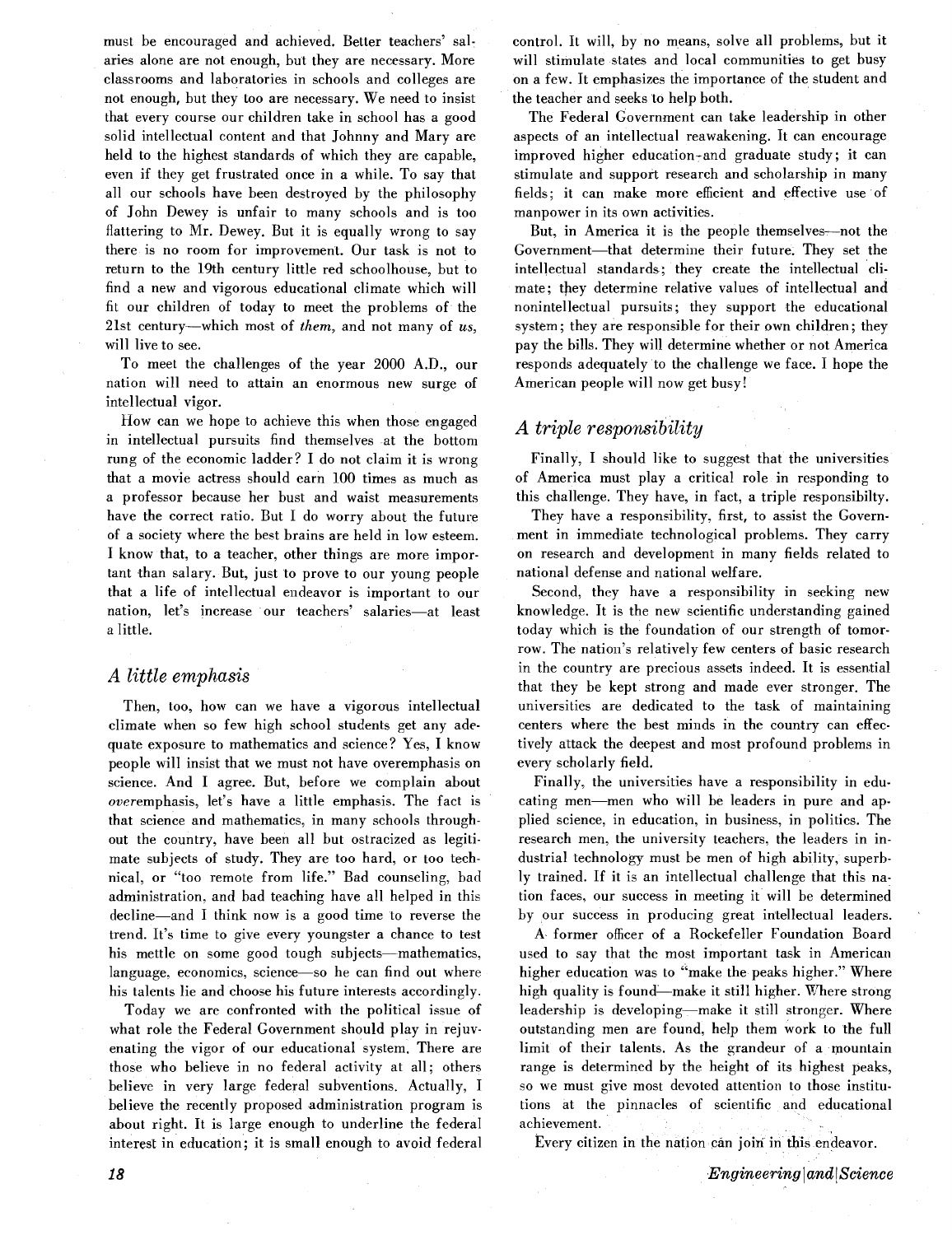must be encouraged and achieved. Better teachers' salaries alone are not enough, but they are necessary. More classrooms and laboratories in schools and colleges are not enough, but they too are necessary. We need to insist that every course our children take in school has a good solid intellectual content and that Johnny and Mary are held to the highest standards of which they are capable, even if they get frustrated once in a while. To say that all our schools have been destroyed by the philosophy of John Dewey is unfair to many schools and is too flattering to Mr. Dewey. But it is equally wrong to say there is no room for improvement. Our task is not to return to the 19th century little red schoolhouse, but to find a new and vigorous educational climate which will fit our children of today to meet the problems of the 21st century—which most of *them,* and not many of *us,* will live to see.

To meet the challenges of the year 2000 A.D., our nation will need to attain an enormous new surge of intellectual vigor.

How can we hope to achieve this when those engaged in intellectual pursuits find themselves at the bottom rung of the economic ladder? I do not claim it is wrong that a movie actress should earn 100 times as much as a professor because her bust and waist measurements have the correct ratio. But I do worry about the future of a society where the best brains are held in low esteem. I know that, to a teacher, other things are more important than salary. But, just to prove to our young people that a life of intellectual endeavor is important to our nation, let's increase our teachers' salaries—at least a little.

## *A little emphasis*

Then, too, how can we have a vigorous intellectual climate when so few high school students get any adequate exposure to mathematics and science? Yes, I know people will insist that we must not have overemphasis on science. And I agree. But, before we complain about *over*emphasis, let's have a little emphasis. The fact is that science and mathematics, in many schools throughout the country, have been all but ostracized as legitimate subjects of study. They are too hard, or too technical, or "too remote from life." Bad counseling, bad administration, and bad teaching have all helped in this decline—and I think now is a good time to reverse the trend. It's time to give every youngster a chance to test his mettle on some good tough subjects—mathematics, language, economics, science—so he can find out where his talents lie and choose his future interests accordingly.

Today we are confronted with the political issue of what role the Federal Government should play in rejuvenating the vigor of our educational system. There are those who believe in no federal activity at all; others believe in very large federal subventions. Actually, I believe the recently proposed administration program is about right. It is large enough to underline the federal interest in education; it is small enough to avoid federal control. It will, by no means, solve all problems, but it will stimulate states and local communities to get busy on a few. It emphasizes the importance of the student and the teacher and seeks to help both.

The Federal Government can take leadership in other aspects of an intellectual reawakening. It can encourage improved higher education and graduate study; it can stimulate and support research and scholarship in many fields; it can make more efficient and effective use of manpower in its own activities.

But, in America it is the people themselves—not the Government—that determine their future. They set the intellectual standards; they create the intellectual climate; they determine relative values of intellectual and nonintellectual pursuits; they support the educational system; they are responsible for their own children; they pay the bills. They will determine whether or not America responds adequately to the challenge we face. I hope the American people will now get busy!

## *A triple responsibility*

Finally, I should like to suggest that the universities of America must play a critical role in responding to this challenge. They have, in fact, a triple responsibilty.

They have a responsibility, first, to assist the Government in immediate technological problems. They carry on research and development in many fields related to national defense and national welfare.

Second, they have a responsibility in seeking new knowledge. It is the new scientific understanding gained today which is the foundation of our strength of tomorrow. The nation's relatively few centers of basic research in the country are precious assets indeed. It is essential that they be kept strong and made ever stronger. The universities are dedicated to the task of maintaining centers where the best minds in the country can effectively attack the deepest and most profound problems in every scholarly field.

Finally, the universities have a responsibility in educating men—men who will be leaders in pure and applied science, in education, in business, in politics. The research men, the university teachers, the leaders in industrial technology must be men of high ability, superbly trained. If it is an intellectual challenge that this nation faces, our success in meeting it will be determined by our success in producing great intellectual leaders.

A former officer of a Rockefeller Foundation Board used to say that the most important task in American higher education was to "make the peaks higher." Where high quality is found—make it still higher. Where strong leadership is developing—make it still stronger. Where outstanding men are found, help them work to the full limit of their talents. As the grandeur of a mountain range is determined by the height of its highest peaks, so we must give most devoted attention to those institutions at the pinnacles of scientific and educational achievement.

Every citizen in the nation can join in this endeavor.